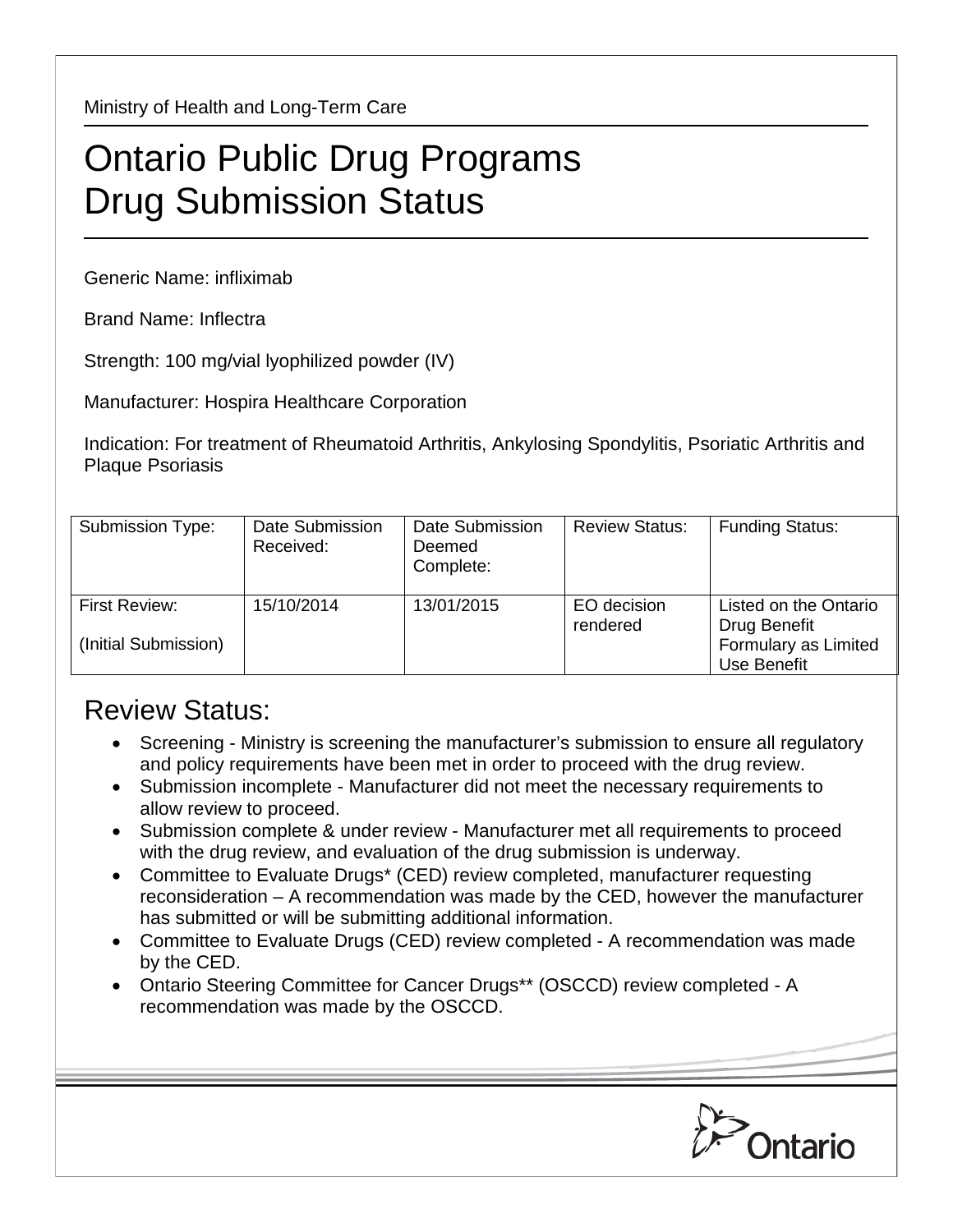Ministry of Health and Long-Term Care

# Ontario Public Drug Programs Drug Submission Status

Generic Name: infliximab

Brand Name: Inflectra

Strength: 100 mg/vial lyophilized powder (IV)

Manufacturer: Hospira Healthcare Corporation

Indication: For treatment of Rheumatoid Arthritis, Ankylosing Spondylitis, Psoriatic Arthritis and Plaque Psoriasis

| Submission Type: | Date Submission Received: | Date Submission Deemed Complete: | Review Status: | Funding Status: |
|---|---|---|---|---|
| First Review: (Initial Submission) | 15/10/2014 | 13/01/2015 | EO decision rendered | Listed on the Ontario Drug Benefit Formulary as Limited Use Benefit |

## Review Status:

- Screening - Ministry is screening the manufacturer's submission to ensure all regulatory and policy requirements have been met in order to proceed with the drug review.
- Submission incomplete - Manufacturer did not meet the necessary requirements to allow review to proceed.
- Submission complete & under review - Manufacturer met all requirements to proceed with the drug review, and evaluation of the drug submission is underway.
- Committee to Evaluate Drugs* (CED) review completed, manufacturer requesting reconsideration – A recommendation was made by the CED, however the manufacturer has submitted or will be submitting additional information.
- Committee to Evaluate Drugs (CED) review completed - A recommendation was made by the CED.
- Ontario Steering Committee for Cancer Drugs** (OSCCD) review completed - A recommendation was made by the OSCCD.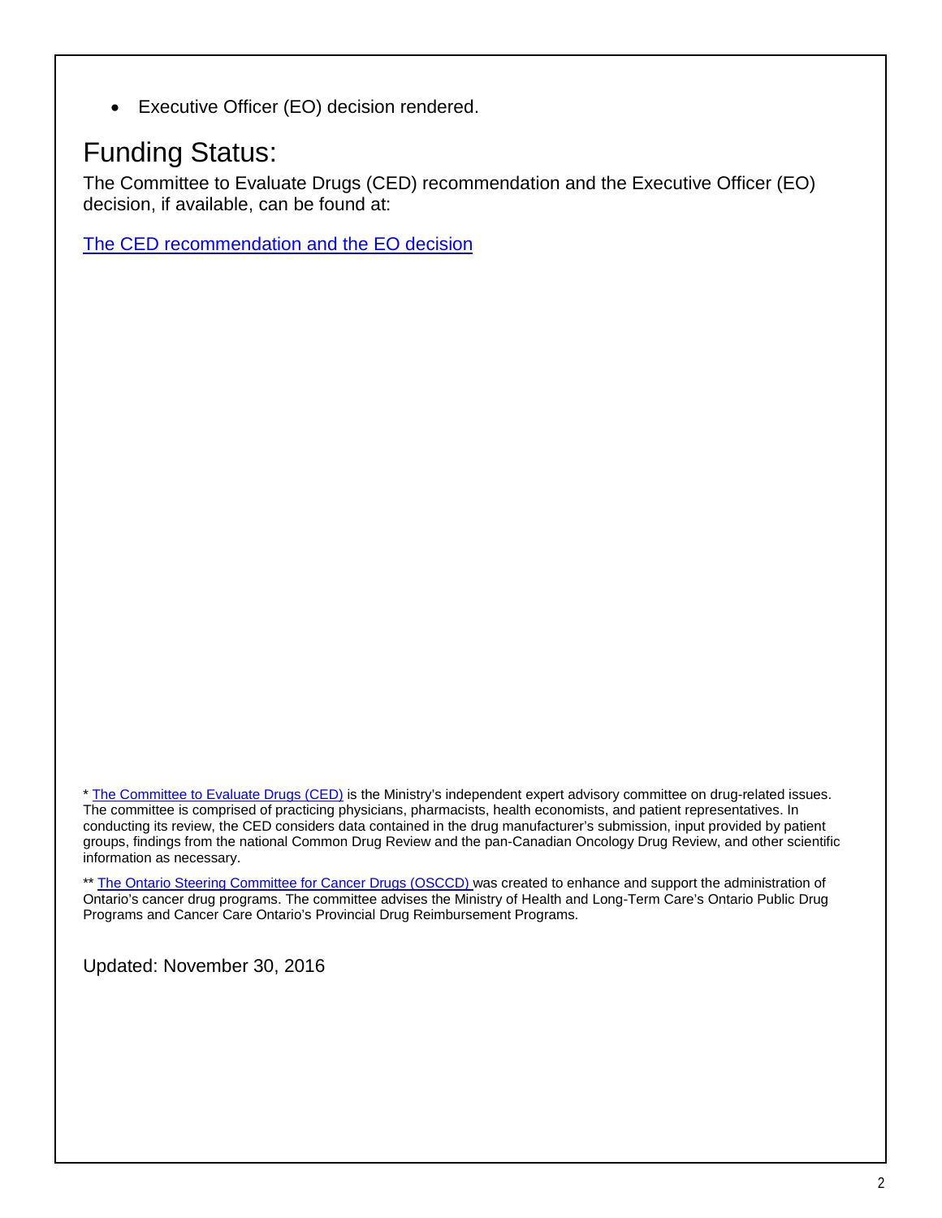- Executive Officer (EO) decision rendered.

## Funding Status:

The Committee to Evaluate Drugs (CED) recommendation and the Executive Officer (EO) decision, if available, can be found at:

[The CED recommendation and the EO decision]()

* [The Committee to Evaluate Drugs (CED)]() is the Ministry's independent expert advisory committee on drug-related issues. The committee is comprised of practicing physicians, pharmacists, health economists, and patient representatives. In conducting its review, the CED considers data contained in the drug manufacturer's submission, input provided by patient groups, findings from the national Common Drug Review and the pan-Canadian Oncology Drug Review, and other scientific information as necessary.

** [The Ontario Steering Committee for Cancer Drugs (OSCCD)]() was created to enhance and support the administration of Ontario's cancer drug programs. The committee advises the Ministry of Health and Long-Term Care's Ontario Public Drug Programs and Cancer Care Ontario's Provincial Drug Reimbursement Programs.

Updated: November 30, 2016